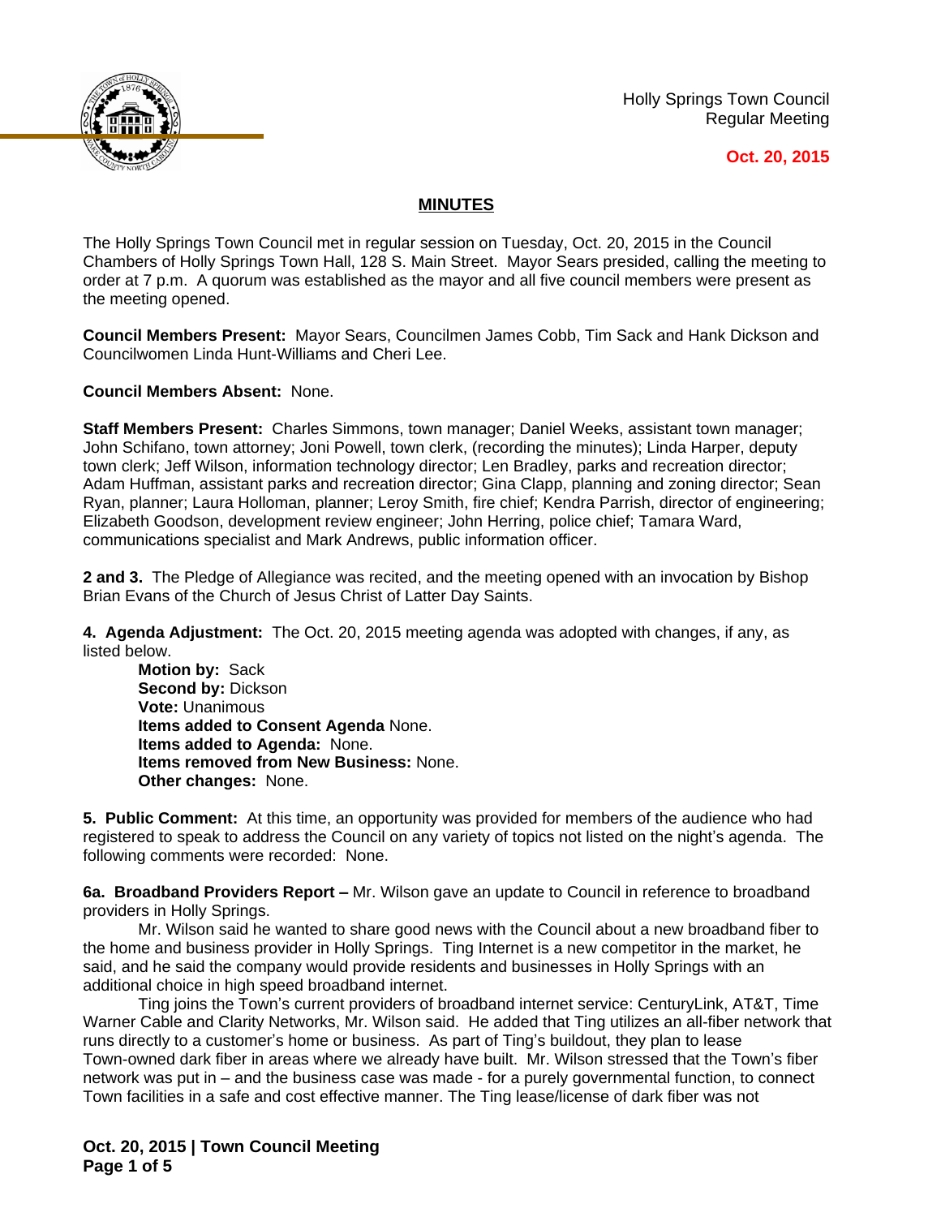Holly Springs Town Council
Regular Meeting

**Oct. 20, 2015**

## MINUTES

The Holly Springs Town Council met in regular session on Tuesday, Oct. 20, 2015 in the Council Chambers of Holly Springs Town Hall, 128 S. Main Street. Mayor Sears presided, calling the meeting to order at 7 p.m. A quorum was established as the mayor and all five council members were present as the meeting opened.

**Council Members Present:** Mayor Sears, Councilmen James Cobb, Tim Sack and Hank Dickson and Councilwomen Linda Hunt-Williams and Cheri Lee.

**Council Members Absent:** None.

**Staff Members Present:** Charles Simmons, town manager; Daniel Weeks, assistant town manager; John Schifano, town attorney; Joni Powell, town clerk, (recording the minutes); Linda Harper, deputy town clerk; Jeff Wilson, information technology director; Len Bradley, parks and recreation director; Adam Huffman, assistant parks and recreation director; Gina Clapp, planning and zoning director; Sean Ryan, planner; Laura Holloman, planner; Leroy Smith, fire chief; Kendra Parrish, director of engineering; Elizabeth Goodson, development review engineer; John Herring, police chief; Tamara Ward, communications specialist and Mark Andrews, public information officer.

**2 and 3.** The Pledge of Allegiance was recited, and the meeting opened with an invocation by Bishop Brian Evans of the Church of Jesus Christ of Latter Day Saints.

**4. Agenda Adjustment:** The Oct. 20, 2015 meeting agenda was adopted with changes, if any, as listed below.

**Motion by:** Sack
**Second by:** Dickson
**Vote:** Unanimous
**Items added to Consent Agenda** None.
**Items added to Agenda:** None.
**Items removed from New Business:** None.
**Other changes:** None.

**5. Public Comment:** At this time, an opportunity was provided for members of the audience who had registered to speak to address the Council on any variety of topics not listed on the night's agenda. The following comments were recorded: None.

**6a. Broadband Providers Report –** Mr. Wilson gave an update to Council in reference to broadband providers in Holly Springs.

Mr. Wilson said he wanted to share good news with the Council about a new broadband fiber to the home and business provider in Holly Springs. Ting Internet is a new competitor in the market, he said, and he said the company would provide residents and businesses in Holly Springs with an additional choice in high speed broadband internet.

Ting joins the Town's current providers of broadband internet service: CenturyLink, AT&T, Time Warner Cable and Clarity Networks, Mr. Wilson said. He added that Ting utilizes an all-fiber network that runs directly to a customer's home or business. As part of Ting's buildout, they plan to lease Town-owned dark fiber in areas where we already have built. Mr. Wilson stressed that the Town's fiber network was put in – and the business case was made - for a purely governmental function, to connect Town facilities in a safe and cost effective manner. The Ting lease/license of dark fiber was not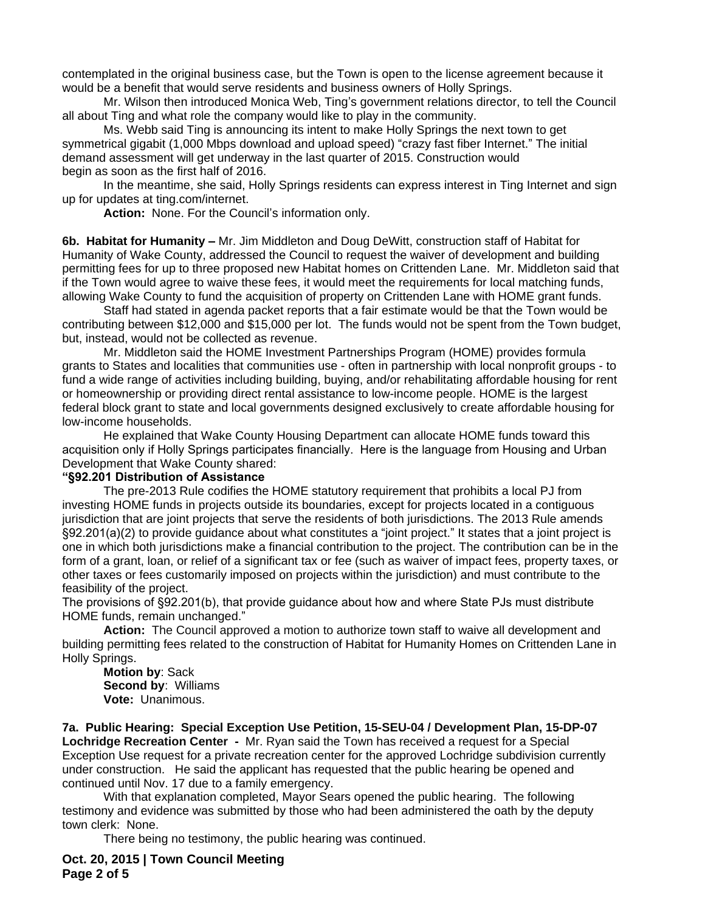contemplated in the original business case, but the Town is open to the license agreement because it would be a benefit that would serve residents and business owners of Holly Springs.

Mr. Wilson then introduced Monica Web, Ting's government relations director, to tell the Council all about Ting and what role the company would like to play in the community.

Ms. Webb said Ting is announcing its intent to make Holly Springs the next town to get symmetrical gigabit (1,000 Mbps download and upload speed) "crazy fast fiber Internet." The initial demand assessment will get underway in the last quarter of 2015. Construction would begin as soon as the first half of 2016.

In the meantime, she said, Holly Springs residents can express interest in Ting Internet and sign up for updates at ting.com/internet.

**Action:** None. For the Council's information only.

**6b. Habitat for Humanity –** Mr. Jim Middleton and Doug DeWitt, construction staff of Habitat for Humanity of Wake County, addressed the Council to request the waiver of development and building permitting fees for up to three proposed new Habitat homes on Crittenden Lane. Mr. Middleton said that if the Town would agree to waive these fees, it would meet the requirements for local matching funds, allowing Wake County to fund the acquisition of property on Crittenden Lane with HOME grant funds.

Staff had stated in agenda packet reports that a fair estimate would be that the Town would be contributing between $12,000 and $15,000 per lot. The funds would not be spent from the Town budget, but, instead, would not be collected as revenue.

Mr. Middleton said the HOME Investment Partnerships Program (HOME) provides formula grants to States and localities that communities use - often in partnership with local nonprofit groups - to fund a wide range of activities including building, buying, and/or rehabilitating affordable housing for rent or homeownership or providing direct rental assistance to low-income people. HOME is the largest federal block grant to state and local governments designed exclusively to create affordable housing for low-income households.

He explained that Wake County Housing Department can allocate HOME funds toward this acquisition only if Holly Springs participates financially. Here is the language from Housing and Urban Development that Wake County shared:

**"§92.201 Distribution of Assistance**

The pre-2013 Rule codifies the HOME statutory requirement that prohibits a local PJ from investing HOME funds in projects outside its boundaries, except for projects located in a contiguous jurisdiction that are joint projects that serve the residents of both jurisdictions. The 2013 Rule amends §92.201(a)(2) to provide guidance about what constitutes a "joint project." It states that a joint project is one in which both jurisdictions make a financial contribution to the project. The contribution can be in the form of a grant, loan, or relief of a significant tax or fee (such as waiver of impact fees, property taxes, or other taxes or fees customarily imposed on projects within the jurisdiction) and must contribute to the feasibility of the project.

The provisions of §92.201(b), that provide guidance about how and where State PJs must distribute HOME funds, remain unchanged."

**Action:** The Council approved a motion to authorize town staff to waive all development and building permitting fees related to the construction of Habitat for Humanity Homes on Crittenden Lane in Holly Springs.

**Motion by**: Sack
**Second by**: Williams
**Vote:** Unanimous.

**7a. Public Hearing: Special Exception Use Petition, 15-SEU-04 / Development Plan, 15-DP-07 Lochridge Recreation Center -** Mr. Ryan said the Town has received a request for a Special Exception Use request for a private recreation center for the approved Lochridge subdivision currently under construction. He said the applicant has requested that the public hearing be opened and continued until Nov. 17 due to a family emergency.

With that explanation completed, Mayor Sears opened the public hearing. The following testimony and evidence was submitted by those who had been administered the oath by the deputy town clerk: None.

There being no testimony, the public hearing was continued.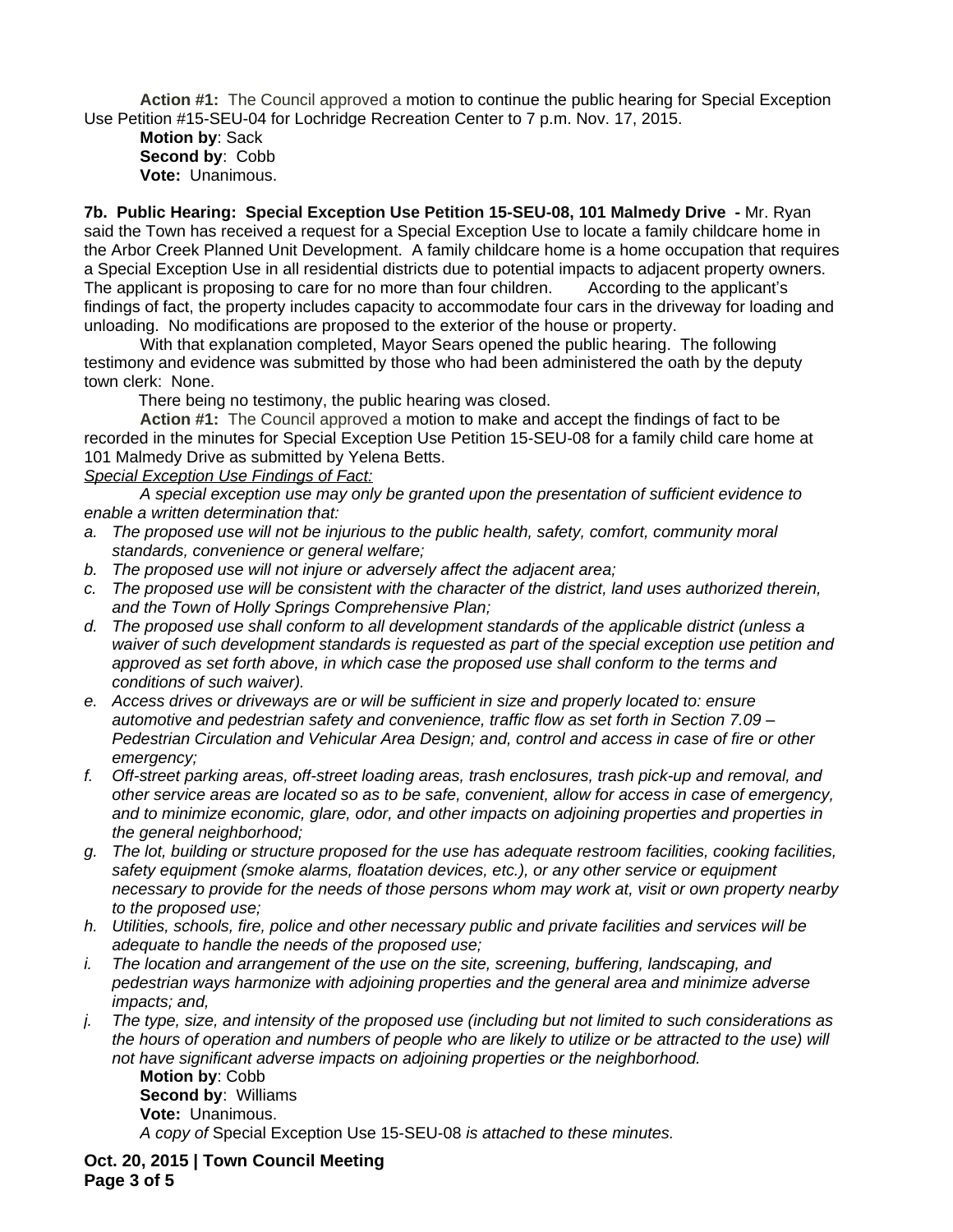**Action #1:** The Council approved a motion to continue the public hearing for Special Exception Use Petition #15-SEU-04 for Lochridge Recreation Center to 7 p.m. Nov. 17, 2015.

**Motion by**: Sack
**Second by**: Cobb
**Vote:** Unanimous.

**7b. Public Hearing: Special Exception Use Petition 15-SEU-08, 101 Malmedy Drive -** Mr. Ryan said the Town has received a request for a Special Exception Use to locate a family childcare home in the Arbor Creek Planned Unit Development. A family childcare home is a home occupation that requires a Special Exception Use in all residential districts due to potential impacts to adjacent property owners. The applicant is proposing to care for no more than four children. According to the applicant's findings of fact, the property includes capacity to accommodate four cars in the driveway for loading and unloading. No modifications are proposed to the exterior of the house or property.

With that explanation completed, Mayor Sears opened the public hearing. The following testimony and evidence was submitted by those who had been administered the oath by the deputy town clerk: None.

There being no testimony, the public hearing was closed.

**Action #1:** The Council approved a motion to make and accept the findings of fact to be recorded in the minutes for Special Exception Use Petition 15-SEU-08 for a family child care home at 101 Malmedy Drive as submitted by Yelena Betts.

*Special Exception Use Findings of Fact:*

*A special exception use may only be granted upon the presentation of sufficient evidence to enable a written determination that:*

*a. The proposed use will not be injurious to the public health, safety, comfort, community moral standards, convenience or general welfare;*
*b. The proposed use will not injure or adversely affect the adjacent area;*
*c. The proposed use will be consistent with the character of the district, land uses authorized therein, and the Town of Holly Springs Comprehensive Plan;*
*d. The proposed use shall conform to all development standards of the applicable district (unless a waiver of such development standards is requested as part of the special exception use petition and approved as set forth above, in which case the proposed use shall conform to the terms and conditions of such waiver).*
*e. Access drives or driveways are or will be sufficient in size and properly located to: ensure automotive and pedestrian safety and convenience, traffic flow as set forth in Section 7.09 – Pedestrian Circulation and Vehicular Area Design; and, control and access in case of fire or other emergency;*
*f. Off-street parking areas, off-street loading areas, trash enclosures, trash pick-up and removal, and other service areas are located so as to be safe, convenient, allow for access in case of emergency, and to minimize economic, glare, odor, and other impacts on adjoining properties and properties in the general neighborhood;*
*g. The lot, building or structure proposed for the use has adequate restroom facilities, cooking facilities, safety equipment (smoke alarms, floatation devices, etc.), or any other service or equipment necessary to provide for the needs of those persons whom may work at, visit or own property nearby to the proposed use;*
*h. Utilities, schools, fire, police and other necessary public and private facilities and services will be adequate to handle the needs of the proposed use;*
*i. The location and arrangement of the use on the site, screening, buffering, landscaping, and pedestrian ways harmonize with adjoining properties and the general area and minimize adverse impacts; and,*
*j. The type, size, and intensity of the proposed use (including but not limited to such considerations as the hours of operation and numbers of people who are likely to utilize or be attracted to the use) will not have significant adverse impacts on adjoining properties or the neighborhood.*

**Motion by**: Cobb
**Second by**: Williams
**Vote:** Unanimous.
*A copy of* Special Exception Use 15-SEU-08 *is attached to these minutes.*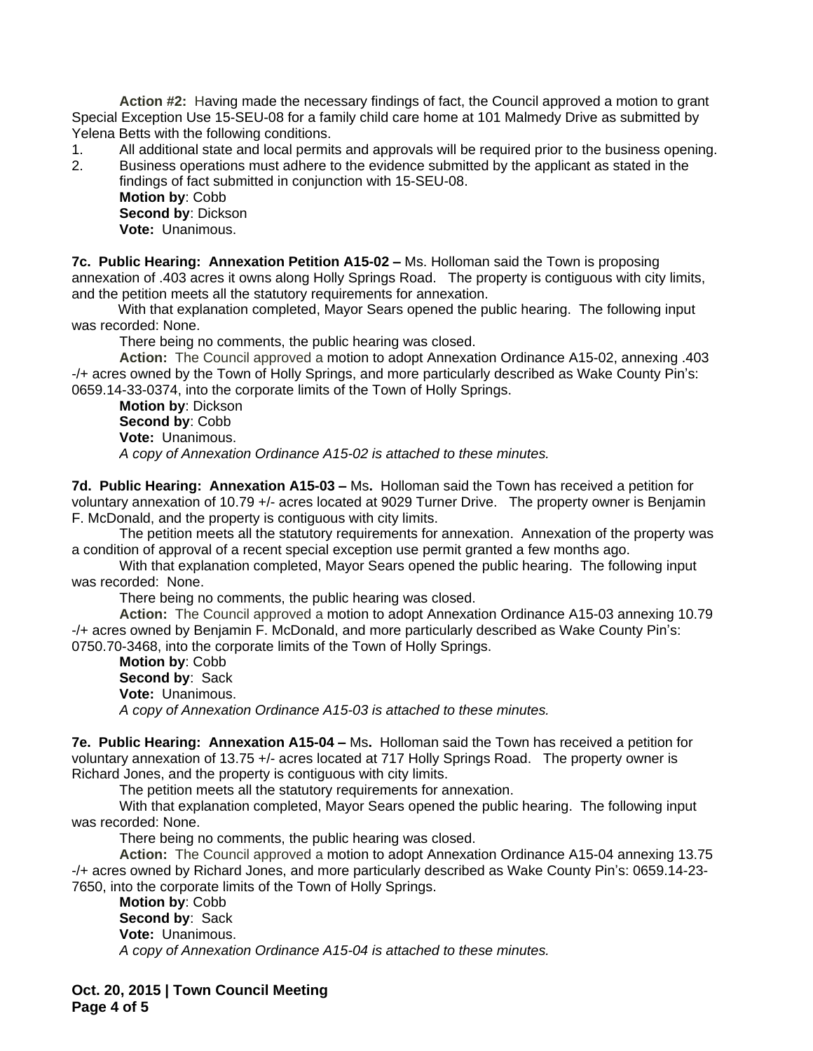**Action #2:** Having made the necessary findings of fact, the Council approved a motion to grant Special Exception Use 15-SEU-08 for a family child care home at 101 Malmedy Drive as submitted by Yelena Betts with the following conditions.

1. All additional state and local permits and approvals will be required prior to the business opening.
2. Business operations must adhere to the evidence submitted by the applicant as stated in the findings of fact submitted in conjunction with 15-SEU-08.

**Motion by**: Cobb
**Second by**: Dickson
**Vote:** Unanimous.

**7c. Public Hearing: Annexation Petition A15-02 –** Ms. Holloman said the Town is proposing annexation of .403 acres it owns along Holly Springs Road. The property is contiguous with city limits, and the petition meets all the statutory requirements for annexation.

With that explanation completed, Mayor Sears opened the public hearing. The following input was recorded: None.

There being no comments, the public hearing was closed.

**Action:** The Council approved a motion to adopt Annexation Ordinance A15-02, annexing .403 -/+ acres owned by the Town of Holly Springs, and more particularly described as Wake County Pin's: 0659.14-33-0374, into the corporate limits of the Town of Holly Springs.

**Motion by**: Dickson
**Second by**: Cobb
**Vote:** Unanimous.
*A copy of Annexation Ordinance A15-02 is attached to these minutes.*

**7d. Public Hearing: Annexation A15-03 –** Ms**.** Holloman said the Town has received a petition for voluntary annexation of 10.79 +/- acres located at 9029 Turner Drive. The property owner is Benjamin F. McDonald, and the property is contiguous with city limits.

The petition meets all the statutory requirements for annexation. Annexation of the property was a condition of approval of a recent special exception use permit granted a few months ago.

With that explanation completed, Mayor Sears opened the public hearing. The following input was recorded: None.

There being no comments, the public hearing was closed.

**Action:** The Council approved a motion to adopt Annexation Ordinance A15-03 annexing 10.79 -/+ acres owned by Benjamin F. McDonald, and more particularly described as Wake County Pin's: 0750.70-3468, into the corporate limits of the Town of Holly Springs.

**Motion by**: Cobb
**Second by**: Sack
**Vote:** Unanimous.
*A copy of Annexation Ordinance A15-03 is attached to these minutes.*

**7e. Public Hearing: Annexation A15-04 –** Ms**.** Holloman said the Town has received a petition for voluntary annexation of 13.75 +/- acres located at 717 Holly Springs Road. The property owner is Richard Jones, and the property is contiguous with city limits.

The petition meets all the statutory requirements for annexation.

With that explanation completed, Mayor Sears opened the public hearing. The following input was recorded: None.

There being no comments, the public hearing was closed.

**Action:** The Council approved a motion to adopt Annexation Ordinance A15-04 annexing 13.75 -/+ acres owned by Richard Jones, and more particularly described as Wake County Pin's: 0659.14-23-7650, into the corporate limits of the Town of Holly Springs.

**Motion by**: Cobb
**Second by**: Sack
**Vote:** Unanimous.
*A copy of Annexation Ordinance A15-04 is attached to these minutes.*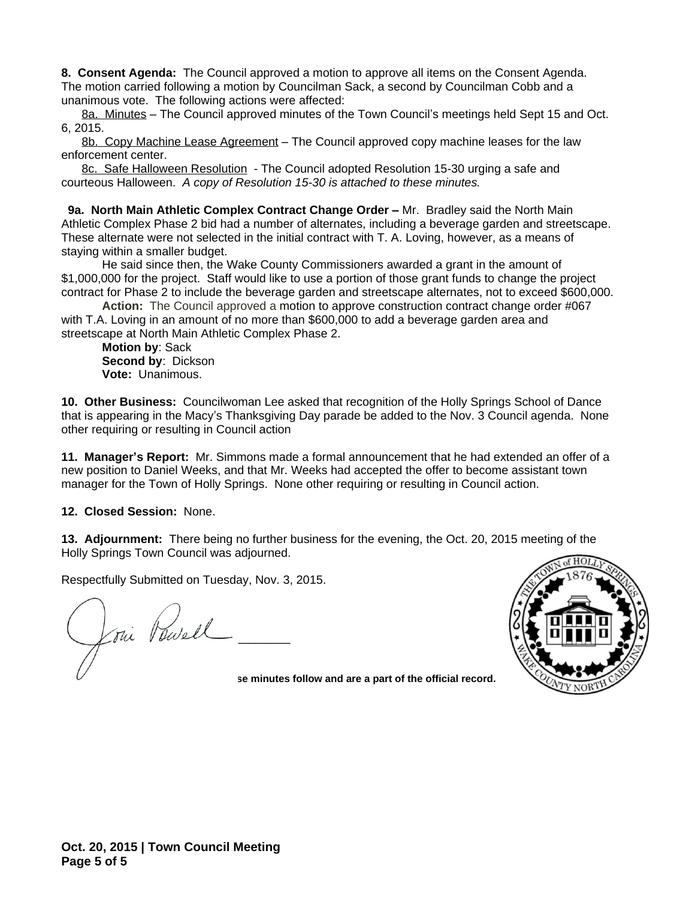**8. Consent Agenda:** The Council approved a motion to approve all items on the Consent Agenda. The motion carried following a motion by Councilman Sack, a second by Councilman Cobb and a unanimous vote. The following actions were affected:

8a. Minutes – The Council approved minutes of the Town Council's meetings held Sept 15 and Oct. 6, 2015.

8b. Copy Machine Lease Agreement – The Council approved copy machine leases for the law enforcement center.

8c. Safe Halloween Resolution - The Council adopted Resolution 15-30 urging a safe and courteous Halloween. *A copy of Resolution 15-30 is attached to these minutes.*

**9a. North Main Athletic Complex Contract Change Order –** Mr. Bradley said the North Main Athletic Complex Phase 2 bid had a number of alternates, including a beverage garden and streetscape. These alternate were not selected in the initial contract with T. A. Loving, however, as a means of staying within a smaller budget.

He said since then, the Wake County Commissioners awarded a grant in the amount of $1,000,000 for the project. Staff would like to use a portion of those grant funds to change the project contract for Phase 2 to include the beverage garden and streetscape alternates, not to exceed $600,000.

**Action:** The Council approved a motion to approve construction contract change order #067 with T.A. Loving in an amount of no more than $600,000 to add a beverage garden area and streetscape at North Main Athletic Complex Phase 2.

**Motion by**: Sack
**Second by**: Dickson
**Vote:** Unanimous.

**10. Other Business:** Councilwoman Lee asked that recognition of the Holly Springs School of Dance that is appearing in the Macy's Thanksgiving Day parade be added to the Nov. 3 Council agenda. None other requiring or resulting in Council action

**11. Manager's Report:** Mr. Simmons made a formal announcement that he had extended an offer of a new position to Daniel Weeks, and that Mr. Weeks had accepted the offer to become assistant town manager for the Town of Holly Springs. None other requiring or resulting in Council action.

**12. Closed Session:** None.

**13. Adjournment:** There being no further business for the evening, the Oct. 20, 2015 meeting of the Holly Springs Town Council was adjourned.

Respectfully Submitted on Tuesday, Nov. 3, 2015.

Joni Powell ______

**se minutes follow and are a part of the official record.**

THE TOWN of HOLLY SPRINGS 1876 WAKE COUNTY NORTH CAROLINA